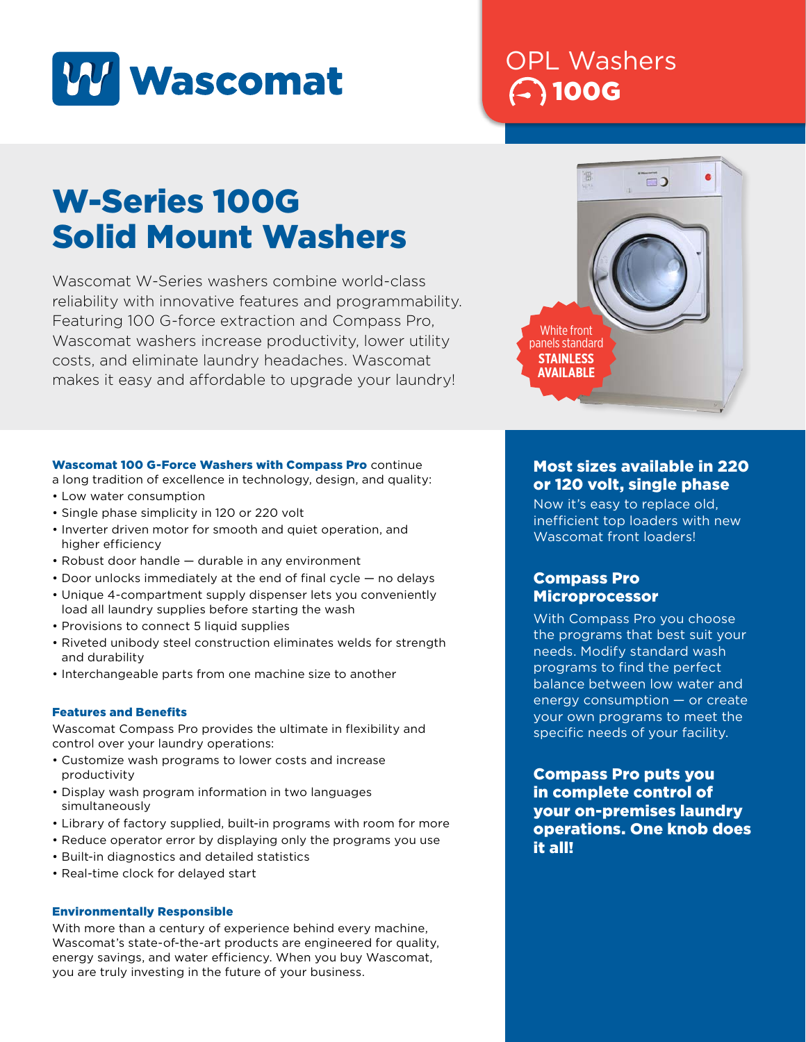# Wascomat

OPL Washers
100G

# W-Series 100G Solid Mount Washers

Wascomat W-Series washers combine world-class reliability with innovative features and programmability. Featuring 100 G-force extraction and Compass Pro, Wascomat washers increase productivity, lower utility costs, and eliminate laundry headaches. Wascomat makes it easy and affordable to upgrade your laundry!

White front panels standard
**STAINLESS AVAILABLE**

**Wascomat 100 G-Force Washers with Compass Pro** continue a long tradition of excellence in technology, design, and quality:

- Low water consumption
- Single phase simplicity in 120 or 220 volt
- Inverter driven motor for smooth and quiet operation, and higher efficiency
- Robust door handle — durable in any environment
- Door unlocks immediately at the end of final cycle — no delays
- Unique 4-compartment supply dispenser lets you conveniently load all laundry supplies before starting the wash
- Provisions to connect 5 liquid supplies
- Riveted unibody steel construction eliminates welds for strength and durability
- Interchangeable parts from one machine size to another

### Features and Benefits

Wascomat Compass Pro provides the ultimate in flexibility and control over your laundry operations:

- Customize wash programs to lower costs and increase productivity
- Display wash program information in two languages simultaneously
- Library of factory supplied, built-in programs with room for more
- Reduce operator error by displaying only the programs you use
- Built-in diagnostics and detailed statistics
- Real-time clock for delayed start

### Environmentally Responsible

With more than a century of experience behind every machine, Wascomat's state-of-the-art products are engineered for quality, energy savings, and water efficiency. When you buy Wascomat, you are truly investing in the future of your business.

## Most sizes available in 220 or 120 volt, single phase

Now it's easy to replace old, inefficient top loaders with new Wascomat front loaders!

## Compass Pro Microprocessor

With Compass Pro you choose the programs that best suit your needs. Modify standard wash programs to find the perfect balance between low water and energy consumption — or create your own programs to meet the specific needs of your facility.

**Compass Pro puts you in complete control of your on-premises laundry operations. One knob does it all!**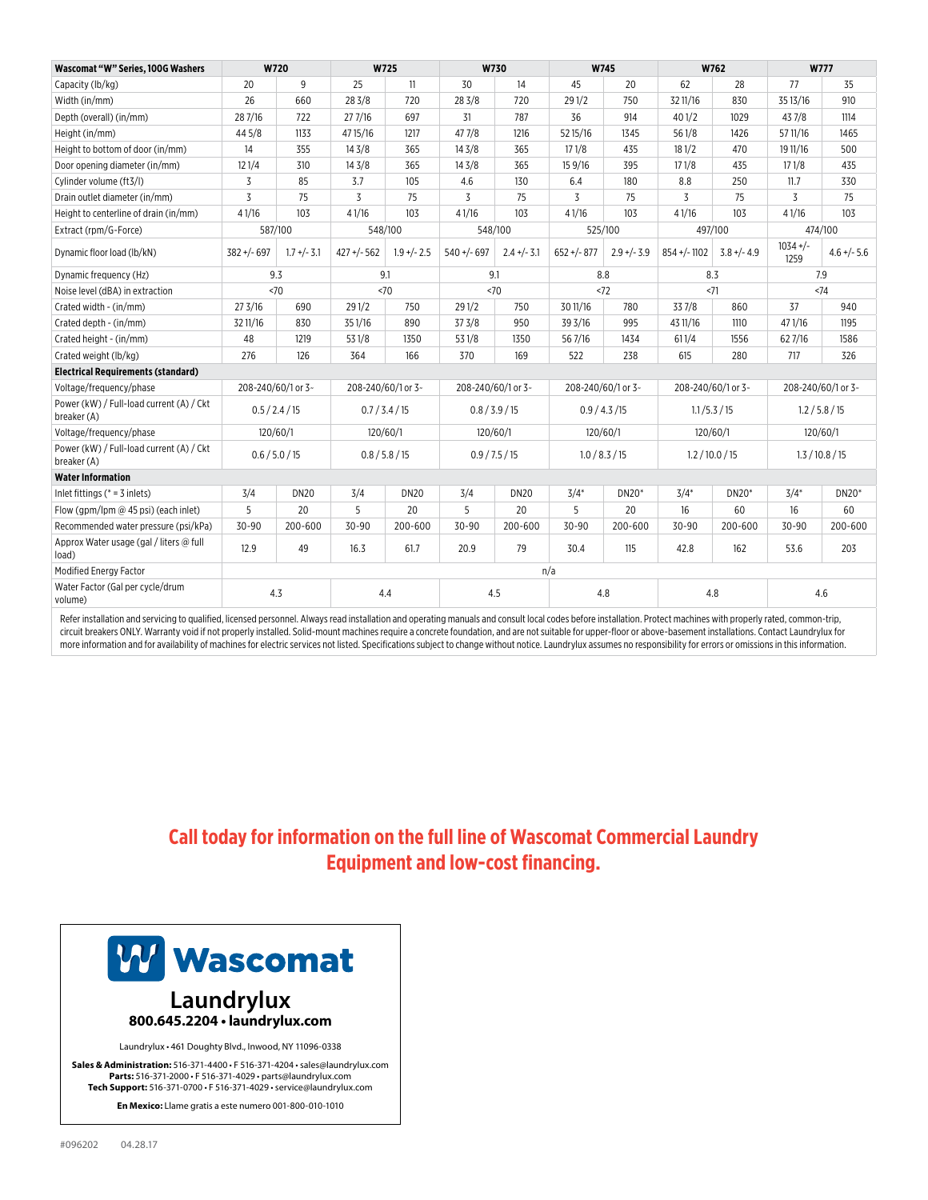| Wascomat "W" Series, 100G Washers | W720 | | W725 | | W730 | | W745 | | W762 | | W777 | |
|---|---|---|---|---|---|---|---|---|---|---|---|---|
| Capacity (lb/kg) | 20 | 9 | 25 | 11 | 30 | 14 | 45 | 20 | 62 | 28 | 77 | 35 |
| Width (in/mm) | 26 | 660 | 28 3/8 | 720 | 28 3/8 | 720 | 29 1/2 | 750 | 32 11/16 | 830 | 35 13/16 | 910 |
| Depth (overall) (in/mm) | 28 7/16 | 722 | 27 7/16 | 697 | 31 | 787 | 36 | 914 | 40 1/2 | 1029 | 43 7/8 | 1114 |
| Height (in/mm) | 44 5/8 | 1133 | 47 15/16 | 1217 | 47 7/8 | 1216 | 52 15/16 | 1345 | 56 1/8 | 1426 | 57 11/16 | 1465 |
| Height to bottom of door (in/mm) | 14 | 355 | 14 3/8 | 365 | 14 3/8 | 365 | 17 1/8 | 435 | 18 1/2 | 470 | 19 11/16 | 500 |
| Door opening diameter (in/mm) | 12 1/4 | 310 | 14 3/8 | 365 | 14 3/8 | 365 | 15 9/16 | 395 | 17 1/8 | 435 | 17 1/8 | 435 |
| Cylinder volume (ft3/l) | 3 | 85 | 3.7 | 105 | 4.6 | 130 | 6.4 | 180 | 8.8 | 250 | 11.7 | 330 |
| Drain outlet diameter (in/mm) | 3 | 75 | 3 | 75 | 3 | 75 | 3 | 75 | 3 | 75 | 3 | 75 |
| Height to centerline of drain (in/mm) | 4 1/16 | 103 | 4 1/16 | 103 | 4 1/16 | 103 | 4 1/16 | 103 | 4 1/16 | 103 | 4 1/16 | 103 |
| Extract (rpm/G-Force) | 587/100 | | 548/100 | | 548/100 | | 525/100 | | 497/100 | | 474/100 | |
| Dynamic floor load (lb/kN) | 382 +/- 697 | 1.7 +/- 3.1 | 427 +/- 562 | 1.9 +/- 2.5 | 540 +/- 697 | 2.4 +/- 3.1 | 652 +/- 877 | 2.9 +/- 3.9 | 854 +/- 1102 | 3.8 +/- 4.9 | 1034 +/- 1259 | 4.6 +/- 5.6 |
| Dynamic frequency (Hz) | 9.3 | | 9.1 | | 9.1 | | 8.8 | | 8.3 | | 7.9 | |
| Noise level (dBA) in extraction | <70 | | <70 | | <70 | | <72 | | <71 | | <74 | |
| Crated width - (in/mm) | 27 3/16 | 690 | 29 1/2 | 750 | 29 1/2 | 750 | 30 11/16 | 780 | 33 7/8 | 860 | 37 | 940 |
| Crated depth - (in/mm) | 32 11/16 | 830 | 35 1/16 | 890 | 37 3/8 | 950 | 39 3/16 | 995 | 43 11/16 | 1110 | 47 1/16 | 1195 |
| Crated height - (in/mm) | 48 | 1219 | 53 1/8 | 1350 | 53 1/8 | 1350 | 56 7/16 | 1434 | 61 1/4 | 1556 | 62 7/16 | 1586 |
| Crated weight (lb/kg) | 276 | 126 | 364 | 166 | 370 | 169 | 522 | 238 | 615 | 280 | 717 | 326 |
| **Electrical Requirements (standard)** | | | | | | | | | | | | |
| Voltage/frequency/phase | 208-240/60/1 or 3~ | | 208-240/60/1 or 3~ | | 208-240/60/1 or 3~ | | 208-240/60/1 or 3~ | | 208-240/60/1 or 3~ | | 208-240/60/1 or 3~ | |
| Power (kW) / Full-load current (A) / Ckt breaker (A) | 0.5 / 2.4 / 15 | | 0.7 / 3.4 / 15 | | 0.8 / 3.9 / 15 | | 0.9 / 4.3 / 15 | | 1.1 /5.3 / 15 | | 1.2 / 5.8 / 15 | |
| Voltage/frequency/phase | 120/60/1 | | 120/60/1 | | 120/60/1 | | 120/60/1 | | 120/60/1 | | 120/60/1 | |
| Power (kW) / Full-load current (A) / Ckt breaker (A) | 0.6 / 5.0 / 15 | | 0.8 / 5.8 / 15 | | 0.9 / 7.5 / 15 | | 1.0 / 8.3 / 15 | | 1.2 / 10.0 / 15 | | 1.3 / 10.8 / 15 | |
| **Water Information** | | | | | | | | | | | | |
| Inlet fittings (* = 3 inlets) | 3/4 | DN20 | 3/4 | DN20 | 3/4 | DN20 | 3/4* | DN20* | 3/4* | DN20* | 3/4* | DN20* |
| Flow (gpm/lpm @ 45 psi) (each inlet) | 5 | 20 | 5 | 20 | 5 | 20 | 5 | 20 | 16 | 60 | 16 | 60 |
| Recommended water pressure (psi/kPa) | 30-90 | 200-600 | 30-90 | 200-600 | 30-90 | 200-600 | 30-90 | 200-600 | 30-90 | 200-600 | 30-90 | 200-600 |
| Approx Water usage (gal / liters @ full load) | 12.9 | 49 | 16.3 | 61.7 | 20.9 | 79 | 30.4 | 115 | 42.8 | 162 | 53.6 | 203 |
| Modified Energy Factor | n/a | | | | | | | | | | | |
| Water Factor (Gal per cycle/drum volume) | 4.3 | | 4.4 | | 4.5 | | 4.8 | | 4.8 | | 4.6 | |

Refer installation and servicing to qualified, licensed personnel. Always read installation and operating manuals and consult local codes before installation. Protect machines with properly rated, common-trip, circuit breakers ONLY. Warranty void if not properly installed. Solid-mount machines require a concrete foundation, and are not suitable for upper-floor or above-basement installations. Contact Laundrylux for more information and for availability of machines for electric services not listed. Specifications subject to change without notice. Laundrylux assumes no responsibility for errors or omissions in this information.

## Call today for information on the full line of Wascomat Commercial Laundry Equipment and low-cost financing.

**Wascomat**

**Laundrylux**
**800.645.2204 • laundrylux.com**

Laundrylux • 461 Doughty Blvd., Inwood, NY 11096-0338

**Sales & Administration:** 516-371-4400 • F 516-371-4204 • sales@laundrylux.com
**Parts:** 516-371-2000 • F 516-371-4029 • parts@laundrylux.com
**Tech Support:** 516-371-0700 • F 516-371-4029 • service@laundrylux.com

**En Mexico:** Llame gratis a este numero 001-800-010-1010

#096202 04.28.17